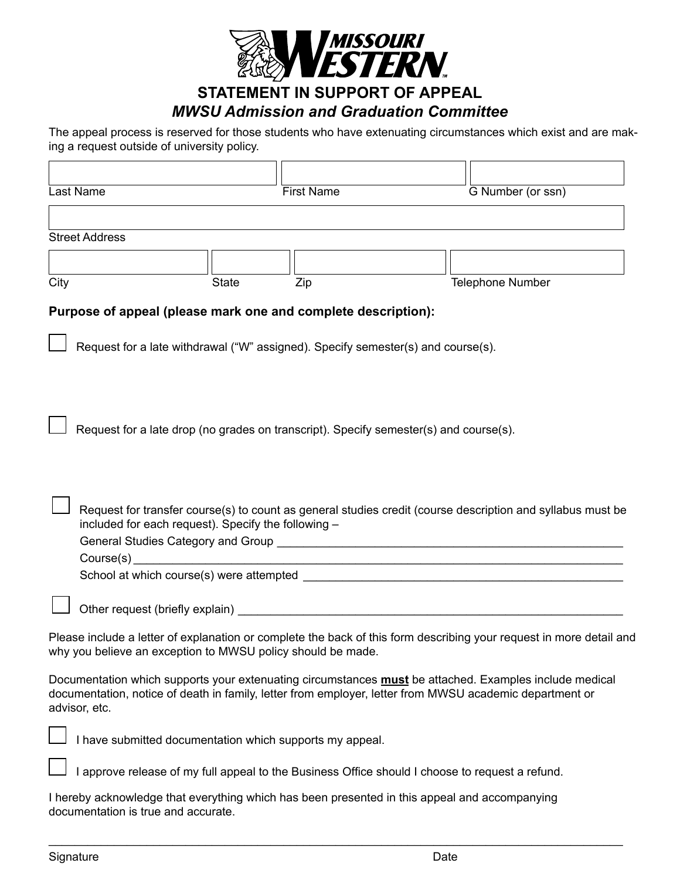MISSOURI WESTERN

# STATEMENT IN SUPPORT OF APPEAL

## *MWSU Admission and Graduation Committee*

The appeal process is reserved for those students who have extenuating circumstances which exist and are making a request outside of university policy.

| Last Name | First Name | G Number (or ssn) |
|---|---|---|
| | | |

| Street Address |
|---|
| |

| City | State | Zip | Telephone Number |
|---|---|---|---|
| | | | |

**Purpose of appeal (please mark one and complete description):**

☐ Request for a late withdrawal ("W" assigned). Specify semester(s) and course(s).

☐ Request for a late drop (no grades on transcript). Specify semester(s) and course(s).

☐ Request for transfer course(s) to count as general studies credit (course description and syllabus must be included for each request). Specify the following –

General Studies Category and Group ____________________________________________

Course(s) ____________________________________________

School at which course(s) were attempted ____________________________________________

☐ Other request (briefly explain) ____________________________________________

Please include a letter of explanation or complete the back of this form describing your request in more detail and why you believe an exception to MWSU policy should be made.

Documentation which supports your extenuating circumstances **must** be attached. Examples include medical documentation, notice of death in family, letter from employer, letter from MWSU academic department or advisor, etc.

☐ I have submitted documentation which supports my appeal.

☐ I approve release of my full appeal to the Business Office should I choose to request a refund.

I hereby acknowledge that everything which has been presented in this appeal and accompanying documentation is true and accurate.

____________________________________________

Signature Date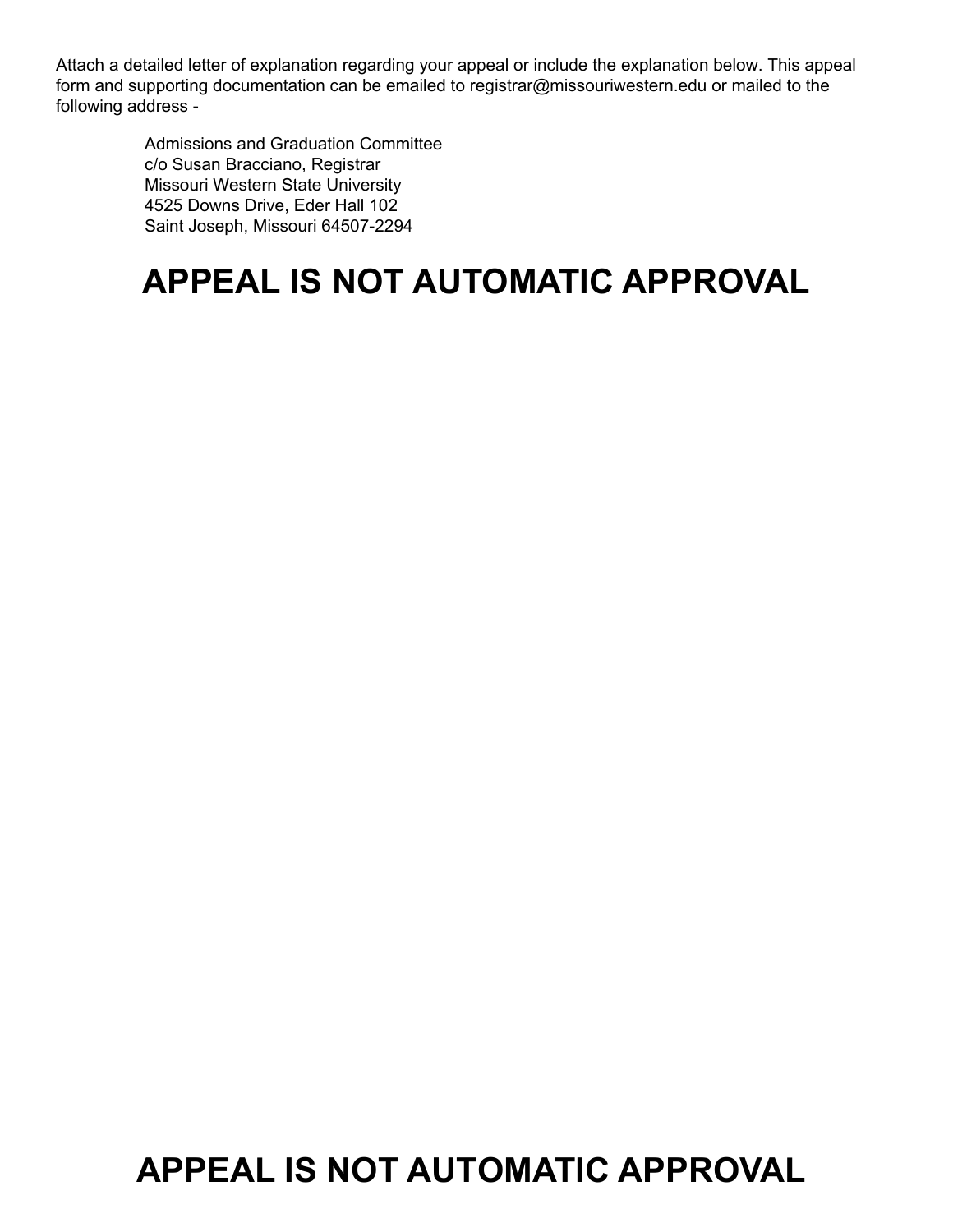Attach a detailed letter of explanation regarding your appeal or include the explanation below. This appeal form and supporting documentation can be emailed to registrar@missouriwestern.edu or mailed to the following address -

Admissions and Graduation Committee
c/o Susan Bracciano, Registrar
Missouri Western State University
4525 Downs Drive, Eder Hall 102
Saint Joseph, Missouri 64507-2294

# APPEAL IS NOT AUTOMATIC APPROVAL

# APPEAL IS NOT AUTOMATIC APPROVAL